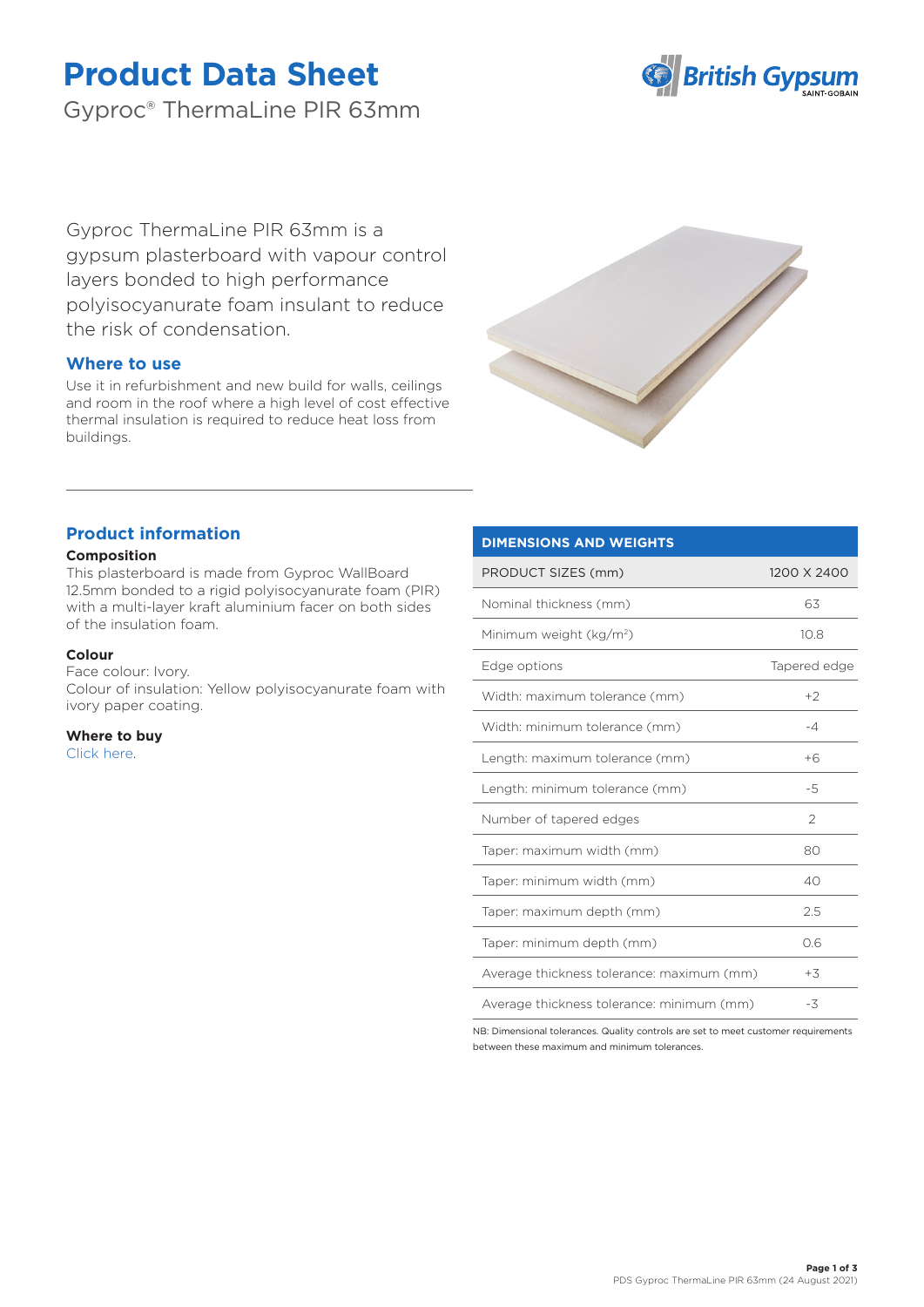# Product Data Sheet

Gyproc® ThermaLine PIR 63mm

Gyproc ThermaLine PIR 63mm is a gypsum plasterboard with vapour control layers bonded to high performance polyisocyanurate foam insulant to reduce the risk of condensation.

## Where to use

Use it in refurbishment and new build for walls, ceilings and room in the roof where a high level of cost effective thermal insulation is required to reduce heat loss from buildings.

## Product information

**Composition**

This plasterboard is made from Gyproc WallBoard 12.5mm bonded to a rigid polyisocyanurate foam (PIR) with a multi-layer kraft aluminium facer on both sides of the insulation foam.

**Colour**

Face colour: Ivory.
Colour of insulation: Yellow polyisocyanurate foam with ivory paper coating.

**Where to buy**

Click here.

| DIMENSIONS AND WEIGHTS | |
|---|---|
| PRODUCT SIZES (mm) | 1200 X 2400 |
| Nominal thickness (mm) | 63 |
| Minimum weight (kg/m²) | 10.8 |
| Edge options | Tapered edge |
| Width: maximum tolerance (mm) | +2 |
| Width: minimum tolerance (mm) | -4 |
| Length: maximum tolerance (mm) | +6 |
| Length: minimum tolerance (mm) | -5 |
| Number of tapered edges | 2 |
| Taper: maximum width (mm) | 80 |
| Taper: minimum width (mm) | 40 |
| Taper: maximum depth (mm) | 2.5 |
| Taper: minimum depth (mm) | 0.6 |
| Average thickness tolerance: maximum (mm) | +3 |
| Average thickness tolerance: minimum (mm) | -3 |

NB: Dimensional tolerances. Quality controls are set to meet customer requirements between these maximum and minimum tolerances.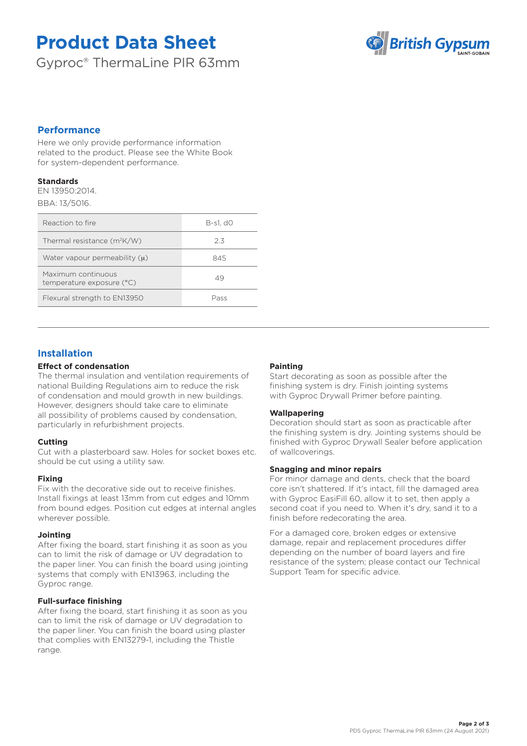# Product Data Sheet

Gyproc® ThermaLine PIR 63mm

## Performance

Here we only provide performance information related to the product. Please see the White Book for system-dependent performance.

### Standards

EN 13950:2014.

BBA: 13/5016.

| Reaction to fire | B-s1, d0 |
|---|---|
| Thermal resistance ($m^2K/W$) | 2.3 |
| Water vapour permeability ($\mu$) | 845 |
| Maximum continuous temperature exposure (°C) | 49 |
| Flexural strength to EN13950 | Pass |

## Installation

### Effect of condensation

The thermal insulation and ventilation requirements of national Building Regulations aim to reduce the risk of condensation and mould growth in new buildings. However, designers should take care to eliminate all possibility of problems caused by condensation, particularly in refurbishment projects.

### Cutting

Cut with a plasterboard saw. Holes for socket boxes etc. should be cut using a utility saw.

### Fixing

Fix with the decorative side out to receive finishes. Install fixings at least 13mm from cut edges and 10mm from bound edges. Position cut edges at internal angles wherever possible.

### Jointing

After fixing the board, start finishing it as soon as you can to limit the risk of damage or UV degradation to the paper liner. You can finish the board using jointing systems that comply with EN13963, including the Gyproc range.

### Full-surface finishing

After fixing the board, start finishing it as soon as you can to limit the risk of damage or UV degradation to the paper liner. You can finish the board using plaster that complies with EN13279-1, including the Thistle range.

### Painting

Start decorating as soon as possible after the finishing system is dry. Finish jointing systems with Gyproc Drywall Primer before painting.

### Wallpapering

Decoration should start as soon as practicable after the finishing system is dry. Jointing systems should be finished with Gyproc Drywall Sealer before application of wallcoverings.

### Snagging and minor repairs

For minor damage and dents, check that the board core isn't shattered. If it's intact, fill the damaged area with Gyproc EasiFill 60, allow it to set, then apply a second coat if you need to. When it's dry, sand it to a finish before redecorating the area.

For a damaged core, broken edges or extensive damage, repair and replacement procedures differ depending on the number of board layers and fire resistance of the system; please contact our Technical Support Team for specific advice.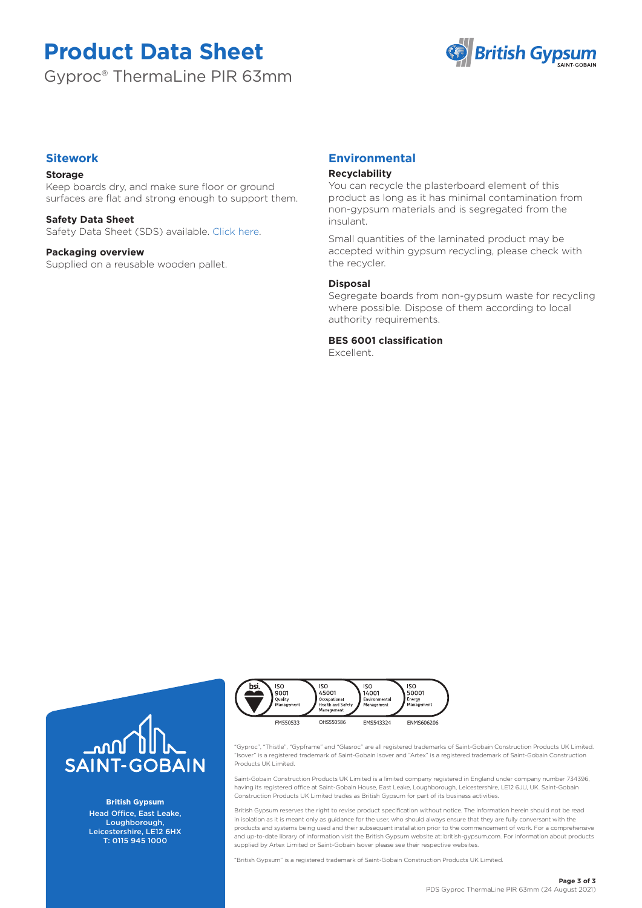# Product Data Sheet

Gyproc® ThermaLine PIR 63mm

## Sitework

**Storage**

Keep boards dry, and make sure floor or ground surfaces are flat and strong enough to support them.

**Safety Data Sheet**

Safety Data Sheet (SDS) available. Click here.

**Packaging overview**

Supplied on a reusable wooden pallet.

## Environmental

**Recyclability**

You can recycle the plasterboard element of this product as long as it has minimal contamination from non-gypsum materials and is segregated from the insulant.

Small quantities of the laminated product may be accepted within gypsum recycling, please check with the recycler.

**Disposal**

Segregate boards from non-gypsum waste for recycling where possible. Dispose of them according to local authority requirements.

**BES 6001 classification**

Excellent.

SAINT-GOBAIN

**British Gypsum**
Head Office, East Leake, Loughborough, Leicestershire, LE12 6HX
T: 0115 945 1000

bsi. ISO 9001 Quality Management FM550533 | ISO 45001 Occupational Health and Safety Management OHS550586 | ISO 14001 Environmental Management EMS543324 | ISO 50001 Energy Management ENMS606206

"Gyproc", "Thistle", "Gypframe" and "Glasroc" are all registered trademarks of Saint-Gobain Construction Products UK Limited. "Isover" is a registered trademark of Saint-Gobain Isover and "Artex" is a registered trademark of Saint-Gobain Construction Products UK Limited.

Saint-Gobain Construction Products UK Limited is a limited company registered in England under company number 734396, having its registered office at Saint-Gobain House, East Leake, Loughborough, Leicestershire, LE12 6JU, UK. Saint-Gobain Construction Products UK Limited trades as British Gypsum for part of its business activities.

British Gypsum reserves the right to revise product specification without notice. The information herein should not be read in isolation as it is meant only as guidance for the user, who should always ensure that they are fully conversant with the products and systems being used and their subsequent installation prior to the commencement of work. For a comprehensive and up-to-date library of information visit the British Gypsum website at: british-gypsum.com. For information about products supplied by Artex Limited or Saint-Gobain Isover please see their respective websites.

"British Gypsum" is a registered trademark of Saint-Gobain Construction Products UK Limited.

PDS Gyproc ThermaLine PIR 63mm (24 August 2021)